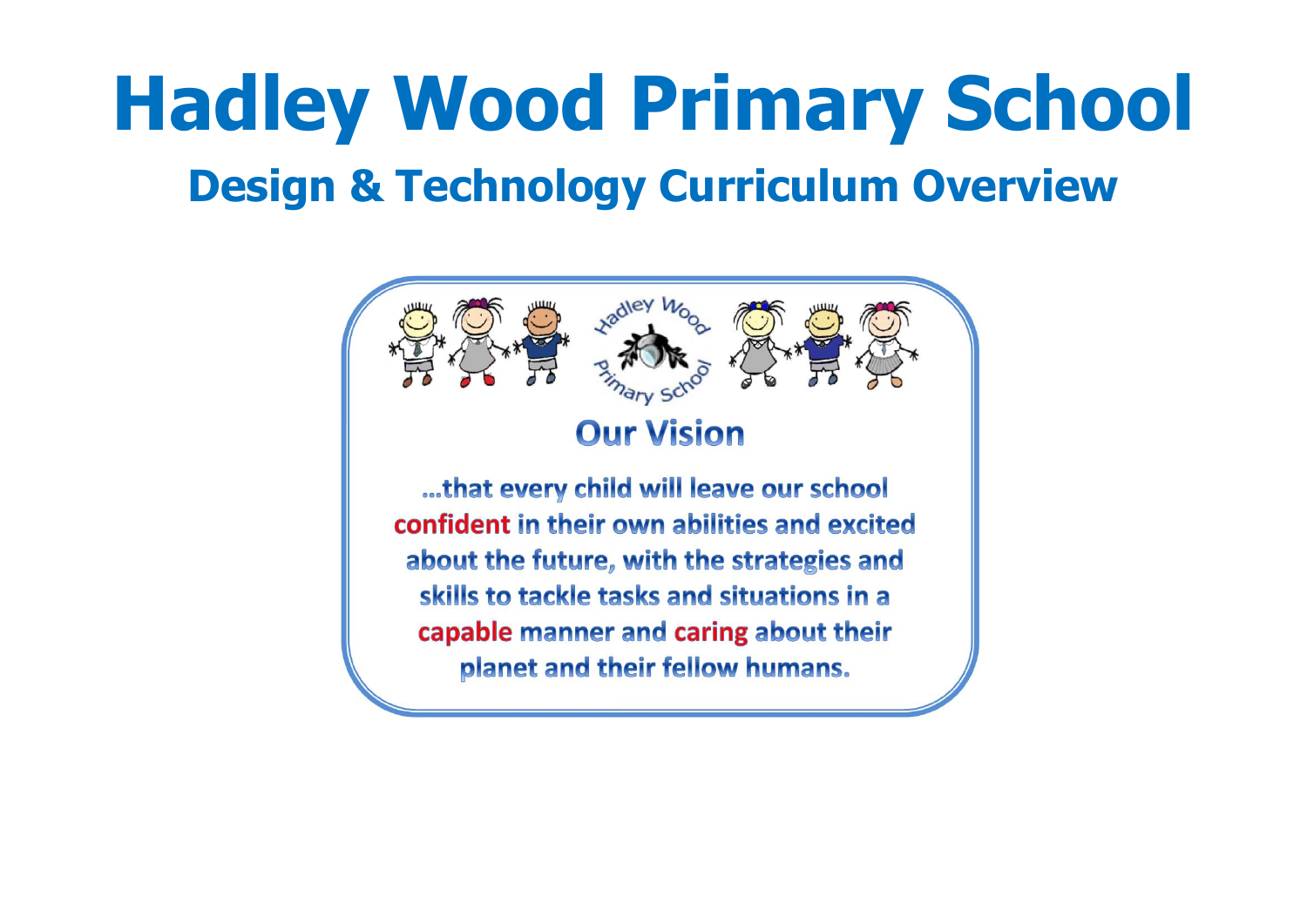# Hadley Wood Primary School

## Design & Technology Curriculum Overview

### Our Vision

…that every child will leave our school confident in their own abilities and excited about the future, with the strategies and skills to tackle tasks and situations in a capable manner and caring about their planet and their fellow humans.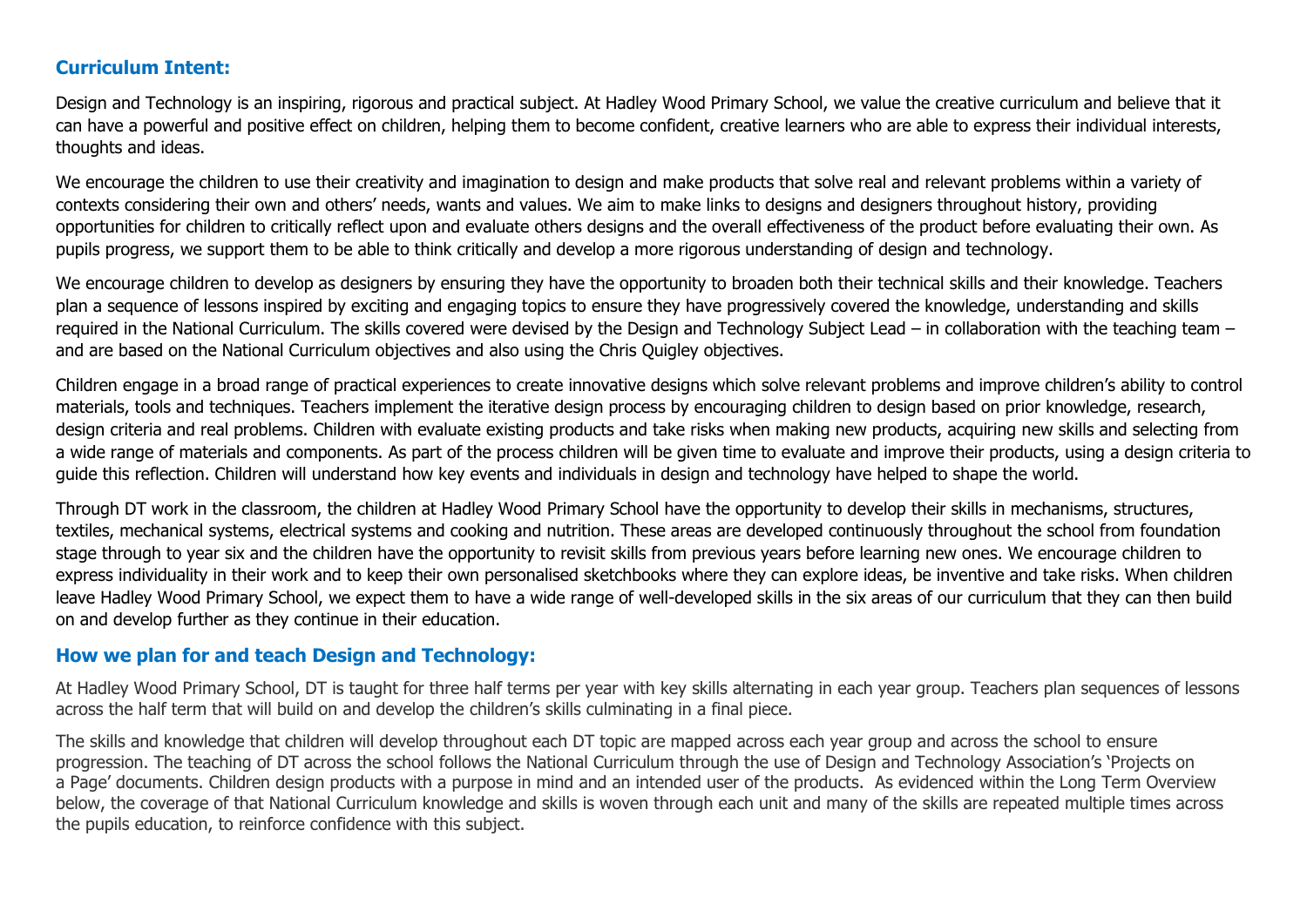## Curriculum Intent:

Design and Technology is an inspiring, rigorous and practical subject. At Hadley Wood Primary School, we value the creative curriculum and believe that it can have a powerful and positive effect on children, helping them to become confident, creative learners who are able to express their individual interests, thoughts and ideas.

We encourage the children to use their creativity and imagination to design and make products that solve real and relevant problems within a variety of contexts considering their own and others' needs, wants and values. We aim to make links to designs and designers throughout history, providing opportunities for children to critically reflect upon and evaluate others designs and the overall effectiveness of the product before evaluating their own. As pupils progress, we support them to be able to think critically and develop a more rigorous understanding of design and technology.

We encourage children to develop as designers by ensuring they have the opportunity to broaden both their technical skills and their knowledge. Teachers plan a sequence of lessons inspired by exciting and engaging topics to ensure they have progressively covered the knowledge, understanding and skills required in the National Curriculum. The skills covered were devised by the Design and Technology Subject Lead – in collaboration with the teaching team – and are based on the National Curriculum objectives and also using the Chris Quigley objectives.

Children engage in a broad range of practical experiences to create innovative designs which solve relevant problems and improve children's ability to control materials, tools and techniques. Teachers implement the iterative design process by encouraging children to design based on prior knowledge, research, design criteria and real problems. Children with evaluate existing products and take risks when making new products, acquiring new skills and selecting from a wide range of materials and components. As part of the process children will be given time to evaluate and improve their products, using a design criteria to guide this reflection. Children will understand how key events and individuals in design and technology have helped to shape the world.

Through DT work in the classroom, the children at Hadley Wood Primary School have the opportunity to develop their skills in mechanisms, structures, textiles, mechanical systems, electrical systems and cooking and nutrition. These areas are developed continuously throughout the school from foundation stage through to year six and the children have the opportunity to revisit skills from previous years before learning new ones. We encourage children to express individuality in their work and to keep their own personalised sketchbooks where they can explore ideas, be inventive and take risks. When children leave Hadley Wood Primary School, we expect them to have a wide range of well-developed skills in the six areas of our curriculum that they can then build on and develop further as they continue in their education.

## How we plan for and teach Design and Technology:

At Hadley Wood Primary School, DT is taught for three half terms per year with key skills alternating in each year group. Teachers plan sequences of lessons across the half term that will build on and develop the children's skills culminating in a final piece.

The skills and knowledge that children will develop throughout each DT topic are mapped across each year group and across the school to ensure progression. The teaching of DT across the school follows the National Curriculum through the use of Design and Technology Association's 'Projects on a Page' documents. Children design products with a purpose in mind and an intended user of the products. As evidenced within the Long Term Overview below, the coverage of that National Curriculum knowledge and skills is woven through each unit and many of the skills are repeated multiple times across the pupils education, to reinforce confidence with this subject.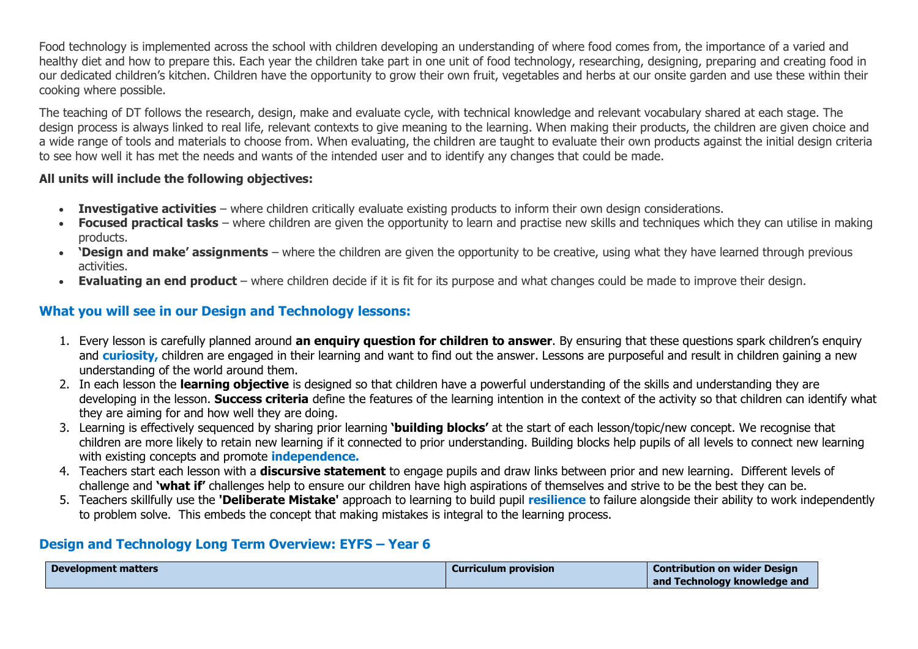Food technology is implemented across the school with children developing an understanding of where food comes from, the importance of a varied and healthy diet and how to prepare this. Each year the children take part in one unit of food technology, researching, designing, preparing and creating food in our dedicated children's kitchen. Children have the opportunity to grow their own fruit, vegetables and herbs at our onsite garden and use these within their cooking where possible.

The teaching of DT follows the research, design, make and evaluate cycle, with technical knowledge and relevant vocabulary shared at each stage. The design process is always linked to real life, relevant contexts to give meaning to the learning. When making their products, the children are given choice and a wide range of tools and materials to choose from. When evaluating, the children are taught to evaluate their own products against the initial design criteria to see how well it has met the needs and wants of the intended user and to identify any changes that could be made.

**All units will include the following objectives:**

- **Investigative activities** – where children critically evaluate existing products to inform their own design considerations.
- **Focused practical tasks** – where children are given the opportunity to learn and practise new skills and techniques which they can utilise in making products.
- **'Design and make' assignments** – where the children are given the opportunity to be creative, using what they have learned through previous activities.
- **Evaluating an end product** – where children decide if it is fit for its purpose and what changes could be made to improve their design.

## What you will see in our Design and Technology lessons:

1. Every lesson is carefully planned around **an enquiry question for children to answer**. By ensuring that these questions spark children's enquiry and **curiosity,** children are engaged in their learning and want to find out the answer. Lessons are purposeful and result in children gaining a new understanding of the world around them.
2. In each lesson the **learning objective** is designed so that children have a powerful understanding of the skills and understanding they are developing in the lesson. **Success criteria** define the features of the learning intention in the context of the activity so that children can identify what they are aiming for and how well they are doing.
3. Learning is effectively sequenced by sharing prior learning **'building blocks'** at the start of each lesson/topic/new concept. We recognise that children are more likely to retain new learning if it connected to prior understanding. Building blocks help pupils of all levels to connect new learning with existing concepts and promote **independence.**
4. Teachers start each lesson with a **discursive statement** to engage pupils and draw links between prior and new learning. Different levels of challenge and **'what if'** challenges help to ensure our children have high aspirations of themselves and strive to be the best they can be.
5. Teachers skillfully use the **'Deliberate Mistake'** approach to learning to build pupil **resilience** to failure alongside their ability to work independently to problem solve. This embeds the concept that making mistakes is integral to the learning process.

## Design and Technology Long Term Overview: EYFS – Year 6

| Development matters | Curriculum provision | Contribution on wider Design and Technology knowledge and |
|---|---|---|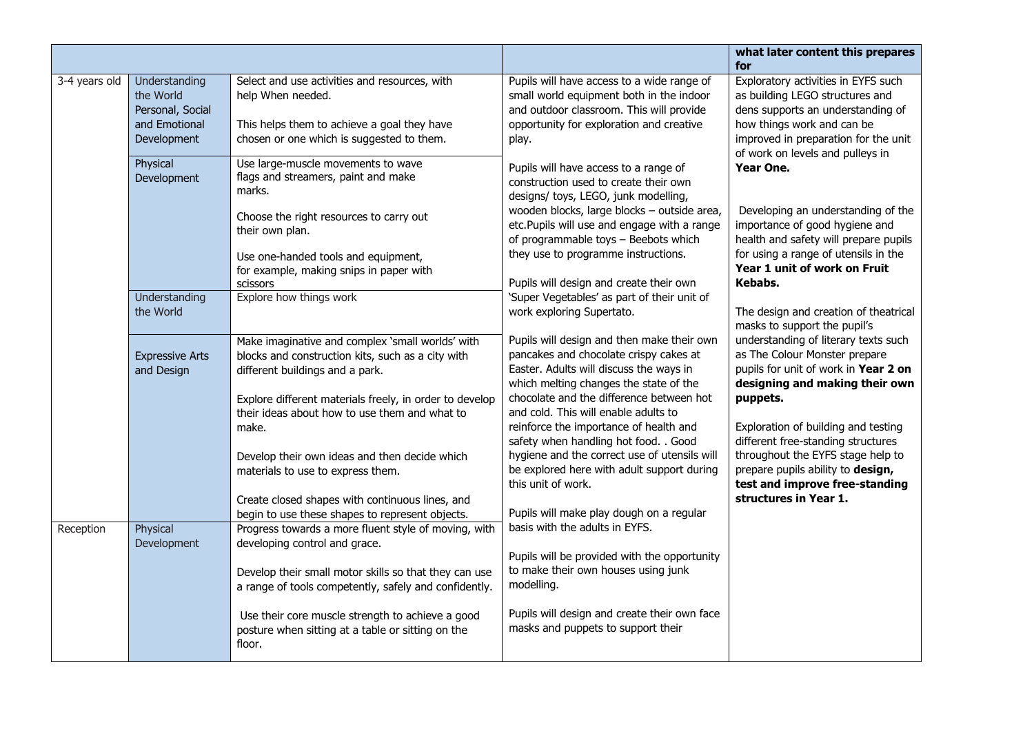| | | | | what later content this prepares for |
|---|---|---|---|---|
| 3-4 years old | Understanding the World<br>Personal, Social and Emotional Development | Select and use activities and resources, with help When needed.<br><br>This helps them to achieve a goal they have chosen or one which is suggested to them. | Pupils will have access to a wide range of small world equipment both in the indoor and outdoor classroom. This will provide opportunity for exploration and creative play.<br><br>Pupils will have access to a range of construction used to create their own designs/ toys, LEGO, junk modelling, wooden blocks, large blocks – outside area, etc.Pupils will use and engage with a range of programmable toys – Beebots which they use to programme instructions.<br><br>Pupils will design and create their own 'Super Vegetables' as part of their unit of work exploring Supertato.<br><br>Pupils will design and then make their own pancakes and chocolate crispy cakes at Easter. Adults will discuss the ways in which melting changes the state of the chocolate and the difference between hot and cold. This will enable adults to reinforce the importance of health and safety when handling hot food. . Good hygiene and the correct use of utensils will be explored here with adult support during this unit of work.<br><br>Pupils will make play dough on a regular basis with the adults in EYFS.<br><br>Pupils will be provided with the opportunity to make their own houses using junk modelling.<br><br>Pupils will design and create their own face masks and puppets to support their | Exploratory activities in EYFS such as building LEGO structures and dens supports an understanding of how things work and can be improved in preparation for the unit of work on levels and pulleys in **Year One.**<br><br>Developing an understanding of the importance of good hygiene and health and safety will prepare pupils for using a range of utensils in the **Year 1 unit of work on Fruit Kebabs.**<br><br>The design and creation of theatrical masks to support the pupil's understanding of literary texts such as The Colour Monster prepare pupils for unit of work in **Year 2 on designing and making their own puppets.**<br><br>Exploration of building and testing different free-standing structures throughout the EYFS stage help to prepare pupils ability to **design, test and improve free-standing structures in Year 1.** |
| | Physical Development | Use large-muscle movements to wave flags and streamers, paint and make marks.<br><br>Choose the right resources to carry out their own plan.<br><br>Use one-handed tools and equipment, for example, making snips in paper with scissors | | |
| | Understanding the World | Explore how things work | | |
| | Expressive Arts and Design | Make imaginative and complex 'small worlds' with blocks and construction kits, such as a city with different buildings and a park.<br><br>Explore different materials freely, in order to develop their ideas about how to use them and what to make.<br><br>Develop their own ideas and then decide which materials to use to express them.<br><br>Create closed shapes with continuous lines, and begin to use these shapes to represent objects. | | |
| Reception | Physical Development | Progress towards a more fluent style of moving, with developing control and grace.<br><br>Develop their small motor skills so that they can use a range of tools competently, safely and confidently.<br><br>Use their core muscle strength to achieve a good posture when sitting at a table or sitting on the floor. | | |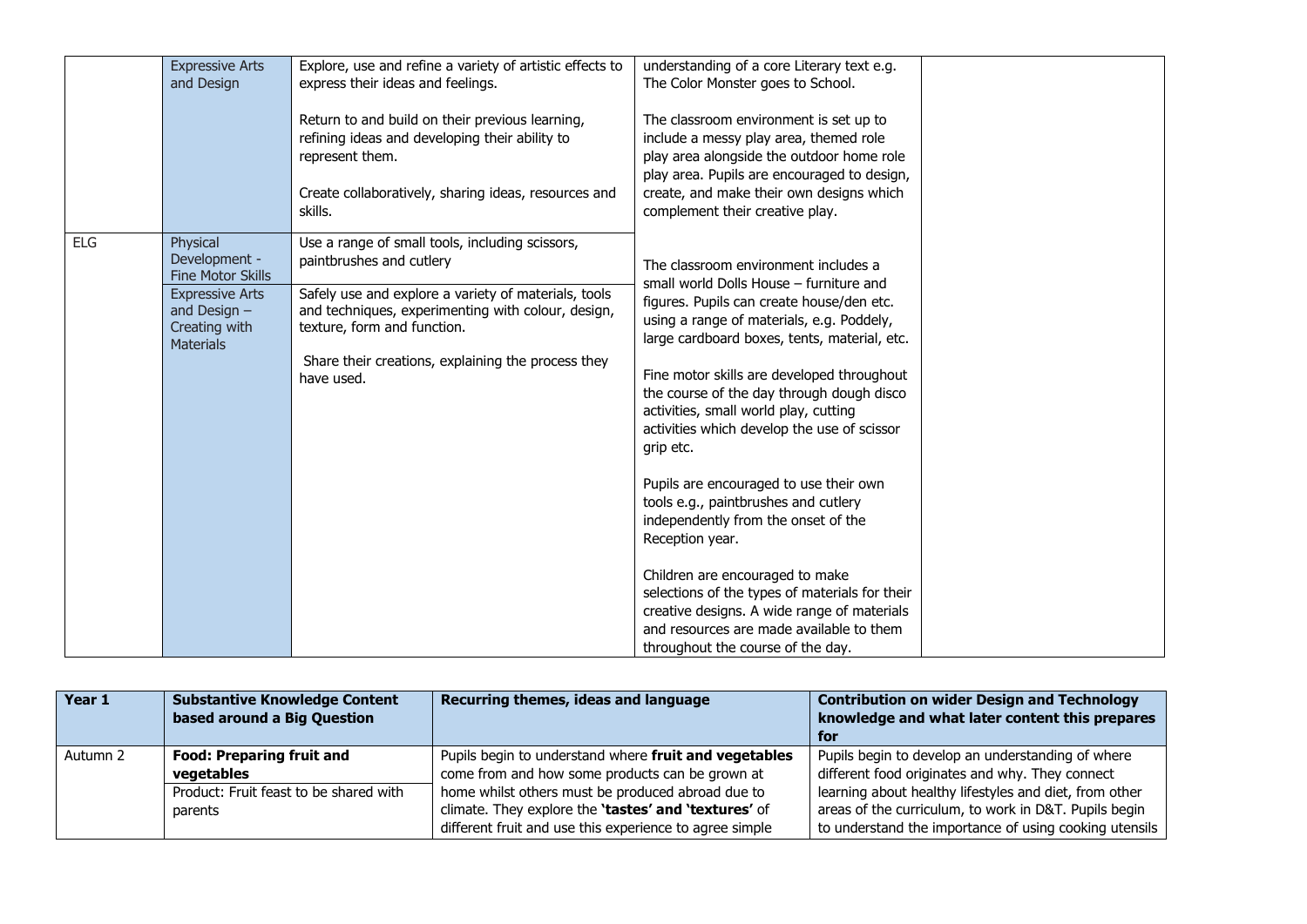|  | Expressive Arts and Design | Explore, use and refine a variety of artistic effects to express their ideas and feelings.<br><br>Return to and build on their previous learning, refining ideas and developing their ability to represent them.<br><br>Create collaboratively, sharing ideas, resources and skills. | understanding of a core Literary text e.g. The Color Monster goes to School.<br><br>The classroom environment is set up to include a messy play area, themed role play area alongside the outdoor home role play area. Pupils are encouraged to design, create, and make their own designs which complement their creative play. |  |
|---|---|---|---|---|
| ELG | Physical Development - Fine Motor Skills | Use a range of small tools, including scissors, paintbrushes and cutlery | The classroom environment includes a small world Dolls House – furniture and figures. Pupils can create house/den etc. using a range of materials, e.g. Poddely, large cardboard boxes, tents, material, etc.<br><br>Fine motor skills are developed throughout the course of the day through dough disco activities, small world play, cutting activities which develop the use of scissor grip etc.<br><br>Pupils are encouraged to use their own tools e.g., paintbrushes and cutlery independently from the onset of the Reception year.<br><br>Children are encouraged to make selections of the types of materials for their creative designs. A wide range of materials and resources are made available to them throughout the course of the day. |  |
|  | Expressive Arts and Design – Creating with Materials | Safely use and explore a variety of materials, tools and techniques, experimenting with colour, design, texture, form and function.<br><br>Share their creations, explaining the process they have used. |  |  |

| Year 1 | Substantive Knowledge Content based around a Big Question | Recurring themes, ideas and language | Contribution on wider Design and Technology knowledge and what later content this prepares for |
|---|---|---|---|
| Autumn 2 | **Food: Preparing fruit and vegetables**<br>Product: Fruit feast to be shared with parents | Pupils begin to understand where **fruit and vegetables** come from and how some products can be grown at home whilst others must be produced abroad due to climate. They explore the **'tastes' and 'textures'** of different fruit and use this experience to agree simple | Pupils begin to develop an understanding of where different food originates and why. They connect learning about healthy lifestyles and diet, from other areas of the curriculum, to work in D&T. Pupils begin to understand the importance of using cooking utensils |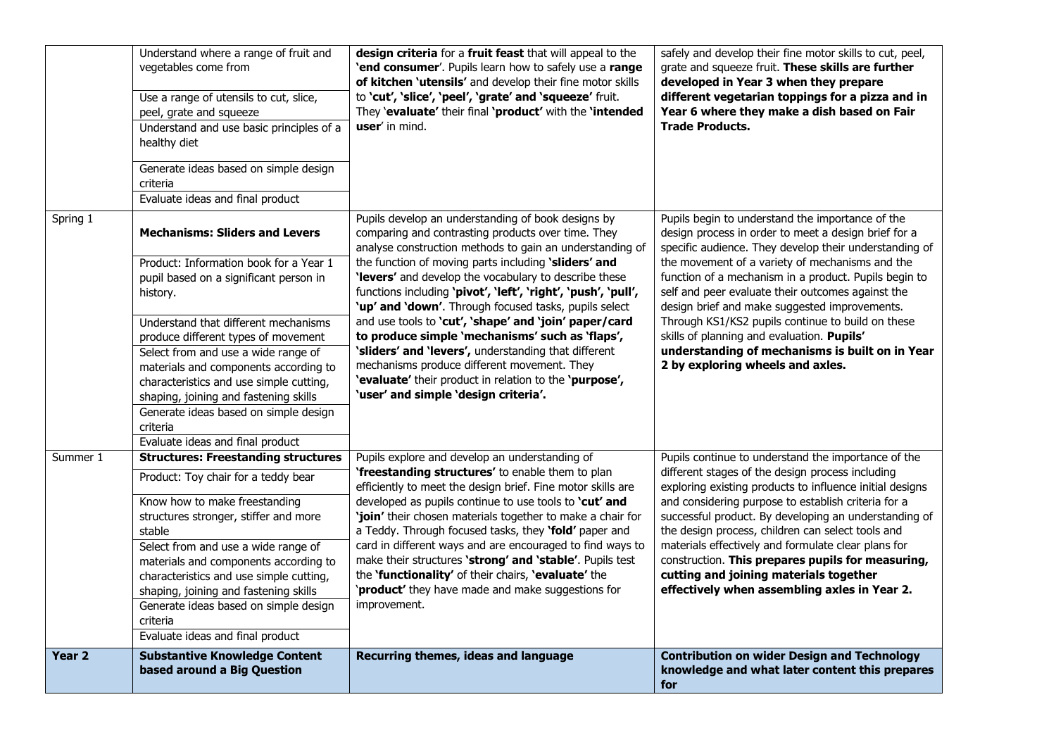| | | | |
|---|---|---|---|
| | Understand where a range of fruit and vegetables come from<br><br>Use a range of utensils to cut, slice, peel, grate and squeeze<br><br>Understand and use basic principles of a healthy diet<br><br>Generate ideas based on simple design criteria<br><br>Evaluate ideas and final product | **design criteria** for a **fruit feast** that will appeal to the **'end consumer**'. Pupils learn how to safely use a **range of kitchen 'utensils'** and develop their fine motor skills to **'cut', 'slice', 'peel', 'grate' and 'squeeze'** fruit. They **'evaluate'** their final **'product'** with the **'intended user**' in mind. | safely and develop their fine motor skills to cut, peel, grate and squeeze fruit. **These skills are further developed in Year 3 when they prepare different vegetarian toppings for a pizza and in Year 6 where they make a dish based on Fair Trade Products.** |
| Spring 1 | **Mechanisms: Sliders and Levers**<br><br>Product: Information book for a Year 1 pupil based on a significant person in history.<br><br>Understand that different mechanisms produce different types of movement<br><br>Select from and use a wide range of materials and components according to characteristics and use simple cutting, shaping, joining and fastening skills<br><br>Generate ideas based on simple design criteria<br><br>Evaluate ideas and final product | Pupils develop an understanding of book designs by comparing and contrasting products over time. They analyse construction methods to gain an understanding of the function of moving parts including **'sliders' and 'levers'** and develop the vocabulary to describe these functions including **'pivot', 'left', 'right', 'push', 'pull', 'up' and 'down'**. Through focused tasks, pupils select and use tools to **'cut', 'shape' and 'join' paper/card to produce simple 'mechanisms' such as 'flaps', 'sliders' and 'levers',** understanding that different mechanisms produce different movement. They **'evaluate'** their product in relation to the **'purpose', 'user' and simple 'design criteria'.** | Pupils begin to understand the importance of the design process in order to meet a design brief for a specific audience. They develop their understanding of the movement of a variety of mechanisms and the function of a mechanism in a product. Pupils begin to self and peer evaluate their outcomes against the design brief and make suggested improvements. Through KS1/KS2 pupils continue to build on these skills of planning and evaluation. **Pupils' understanding of mechanisms is built on in Year 2 by exploring wheels and axles.** |
| Summer 1 | **Structures: Freestanding structures**<br><br>Product: Toy chair for a teddy bear<br><br>Know how to make freestanding structures stronger, stiffer and more stable<br><br>Select from and use a wide range of materials and components according to characteristics and use simple cutting, shaping, joining and fastening skills<br><br>Generate ideas based on simple design criteria<br><br>Evaluate ideas and final product | Pupils explore and develop an understanding of **'freestanding structures'** to enable them to plan efficiently to meet the design brief. Fine motor skills are developed as pupils continue to use tools to **'cut' and 'join'** their chosen materials together to make a chair for a Teddy. Through focused tasks, they **'fold'** paper and card in different ways and are encouraged to find ways to make their structures **'strong' and 'stable'**. Pupils test the **'functionality'** of their chairs, **'evaluate'** the **'product'** they have made and make suggestions for improvement. | Pupils continue to understand the importance of the different stages of the design process including exploring existing products to influence initial designs and considering purpose to establish criteria for a successful product. By developing an understanding of the design process, children can select tools and materials effectively and formulate clear plans for construction. **This prepares pupils for measuring, cutting and joining materials together effectively when assembling axles in Year 2.** |
| **Year 2** | **Substantive Knowledge Content based around a Big Question** | **Recurring themes, ideas and language** | **Contribution on wider Design and Technology knowledge and what later content this prepares for** |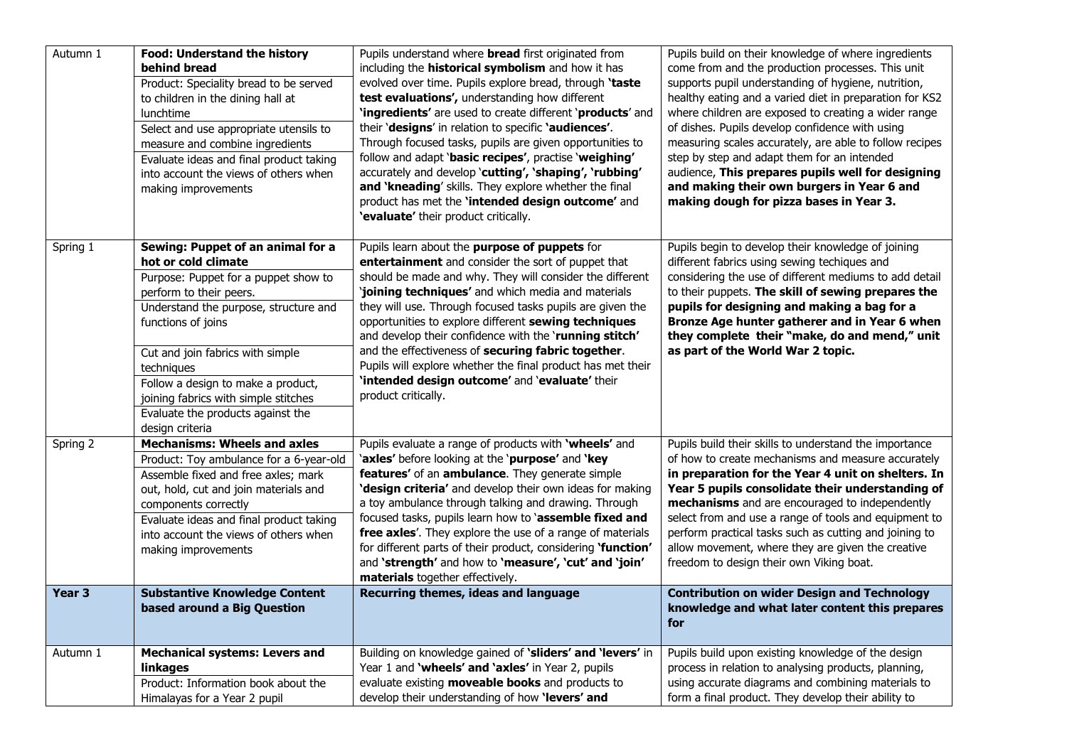| | | | |
|---|---|---|---|
| Autumn 1 | **Food: Understand the history behind bread**<br>Product: Speciality bread to be served to children in the dining hall at lunchtime<br>Select and use appropriate utensils to measure and combine ingredients<br>Evaluate ideas and final product taking into account the views of others when making improvements | Pupils understand where **bread** first originated from including the **historical symbolism** and how it has evolved over time. Pupils explore bread, through **'taste test evaluations',** understanding how different **'ingredients'** are used to create different '**products**' and their '**designs**' in relation to specific **'audiences'**. Through focused tasks, pupils are given opportunities to follow and adapt '**basic recipes'**, practise '**weighing'** accurately and develop **'cutting', 'shaping', 'rubbing' and 'kneading**' skills. They explore whether the final product has met the **'intended design outcome'** and **'evaluate'** their product critically. | Pupils build on their knowledge of where ingredients come from and the production processes. This unit supports pupil understanding of hygiene, nutrition, healthy eating and a varied diet in preparation for KS2 where children are exposed to creating a wider range of dishes. Pupils develop confidence with using measuring scales accurately, are able to follow recipes step by step and adapt them for an intended audience, **This prepares pupils well for designing and making their own burgers in Year 6 and making dough for pizza bases in Year 3.** |
| Spring 1 | **Sewing: Puppet of an animal for a hot or cold climate**<br>Purpose: Puppet for a puppet show to perform to their peers.<br>Understand the purpose, structure and functions of joins<br>Cut and join fabrics with simple techniques<br>Follow a design to make a product, joining fabrics with simple stitches<br>Evaluate the products against the design criteria | Pupils learn about the **purpose of puppets** for **entertainment** and consider the sort of puppet that should be made and why. They will consider the different '**joining techniques'** and which media and materials they will use. Through focused tasks pupils are given the opportunities to explore different **sewing techniques** and develop their confidence with the '**running stitch'** and the effectiveness of **securing fabric together**. Pupils will explore whether the final product has met their **'intended design outcome'** and '**evaluate'** their product critically. | Pupils begin to develop their knowledge of joining different fabrics using sewing techiques and considering the use of different mediums to add detail to their puppets. **The skill of sewing prepares the pupils for designing and making a bag for a Bronze Age hunter gatherer and in Year 6 when they complete their "make, do and mend," unit as part of the World War 2 topic.** |
| Spring 2 | **Mechanisms: Wheels and axles**<br>Product: Toy ambulance for a 6-year-old<br>Assemble fixed and free axles; mark out, hold, cut and join materials and components correctly<br>Evaluate ideas and final product taking into account the views of others when making improvements | Pupils evaluate a range of products with **'wheels'** and '**axles'** before looking at the '**purpose'** and **'key features'** of an **ambulance**. They generate simple **'design criteria'** and develop their own ideas for making a toy ambulance through talking and drawing. Through focused tasks, pupils learn how to '**assemble fixed and free axles**'. They explore the use of a range of materials for different parts of their product, considering **'function'** and **'strength'** and how to **'measure', 'cut' and 'join' materials** together effectively. | Pupils build their skills to understand the importance of how to create mechanisms and measure accurately **in preparation for the Year 4 unit on shelters. In Year 5 pupils consolidate their understanding of mechanisms** and are encouraged to independently select from and use a range of tools and equipment to perform practical tasks such as cutting and joining to allow movement, where they are given the creative freedom to design their own Viking boat. |
| **Year 3** | **Substantive Knowledge Content based around a Big Question** | **Recurring themes, ideas and language** | **Contribution on wider Design and Technology knowledge and what later content this prepares for** |
| Autumn 1 | **Mechanical systems: Levers and linkages**<br>Product: Information book about the Himalayas for a Year 2 pupil | Building on knowledge gained of **'sliders' and 'levers'** in Year 1 and **'wheels' and 'axles'** in Year 2, pupils evaluate existing **moveable books** and products to develop their understanding of how **'levers' and** | Pupils build upon existing knowledge of the design process in relation to analysing products, planning, using accurate diagrams and combining materials to form a final product. They develop their ability to |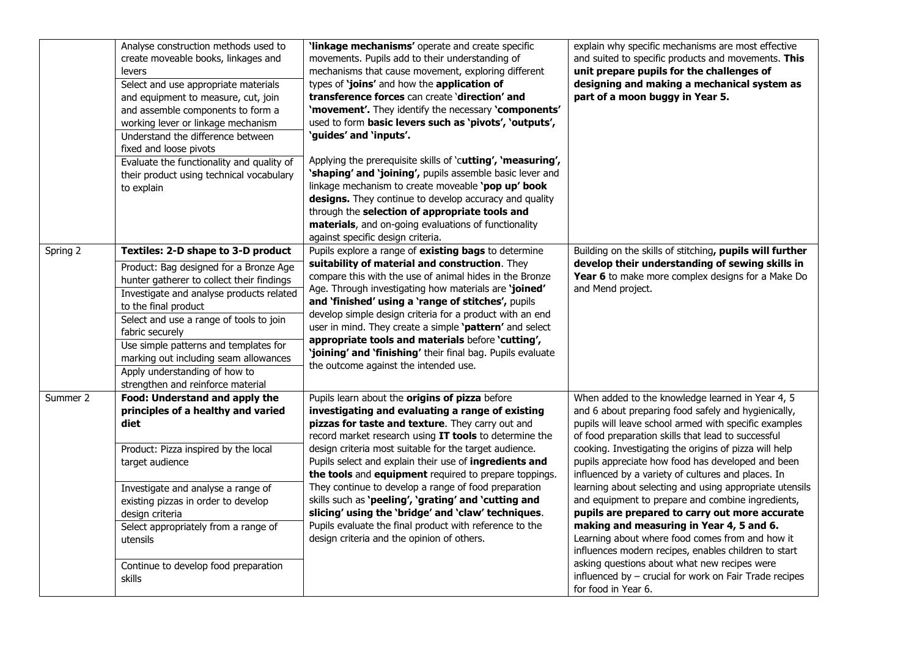| | | | |
|---|---|---|---|
| | Analyse construction methods used to create moveable books, linkages and levers<br>Select and use appropriate materials and equipment to measure, cut, join and assemble components to form a working lever or linkage mechanism<br>Understand the difference between fixed and loose pivots<br>Evaluate the functionality and quality of their product using technical vocabulary to explain | **'linkage mechanisms'** operate and create specific movements. Pupils add to their understanding of mechanisms that cause movement, exploring different types of **'joins'** and how the **application of transference forces** can create **'direction' and 'movement'.** They identify the necessary **'components'** used to form **basic levers such as 'pivots', 'outputs', 'guides' and 'inputs'.**<br><br>Applying the prerequisite skills of 'c**utting', 'measuring', 'shaping' and 'joining',** pupils assemble basic lever and linkage mechanism to create moveable **'pop up' book designs.** They continue to develop accuracy and quality through the **selection of appropriate tools and materials**, and on-going evaluations of functionality against specific design criteria. | explain why specific mechanisms are most effective and suited to specific products and movements. **This unit prepare pupils for the challenges of designing and making a mechanical system as part of a moon buggy in Year 5.** |
| Spring 2 | **Textiles: 2-D shape to 3-D product**<br>Product: Bag designed for a Bronze Age hunter gatherer to collect their findings<br>Investigate and analyse products related to the final product<br>Select and use a range of tools to join fabric securely<br>Use simple patterns and templates for marking out including seam allowances<br>Apply understanding of how to strengthen and reinforce material | Pupils explore a range of **existing bags** to determine **suitability of material and construction**. They compare this with the use of animal hides in the Bronze Age. Through investigating how materials are **'joined' and 'finished' using a 'range of stitches',** pupils develop simple design criteria for a product with an end user in mind. They create a simple **'pattern'** and select **appropriate tools and materials** before **'cutting', 'joining' and 'finishing'** their final bag. Pupils evaluate the outcome against the intended use. | Building on the skills of stitching**, pupils will further develop their understanding of sewing skills in Year 6** to make more complex designs for a Make Do and Mend project. |
| Summer 2 | **Food: Understand and apply the principles of a healthy and varied diet**<br><br>Product: Pizza inspired by the local target audience<br><br>Investigate and analyse a range of existing pizzas in order to develop design criteria<br>Select appropriately from a range of utensils<br><br>Continue to develop food preparation skills | Pupils learn about the **origins of pizza** before **investigating and evaluating a range of existing pizzas for taste and texture**. They carry out and record market research using **IT tools** to determine the design criteria most suitable for the target audience. Pupils select and explain their use of **ingredients and the tools** and **equipment** required to prepare toppings. They continue to develop a range of food preparation skills such as **'peeling', 'grating' and 'cutting and slicing' using the 'bridge' and 'claw' techniques**. Pupils evaluate the final product with reference to the design criteria and the opinion of others. | When added to the knowledge learned in Year 4, 5 and 6 about preparing food safely and hygienically, pupils will leave school armed with specific examples of food preparation skills that lead to successful cooking. Investigating the origins of pizza will help pupils appreciate how food has developed and been influenced by a variety of cultures and places. In learning about selecting and using appropriate utensils and equipment to prepare and combine ingredients, **pupils are prepared to carry out more accurate making and measuring in Year 4, 5 and 6.** Learning about where food comes from and how it influences modern recipes, enables children to start asking questions about what new recipes were influenced by – crucial for work on Fair Trade recipes for food in Year 6. |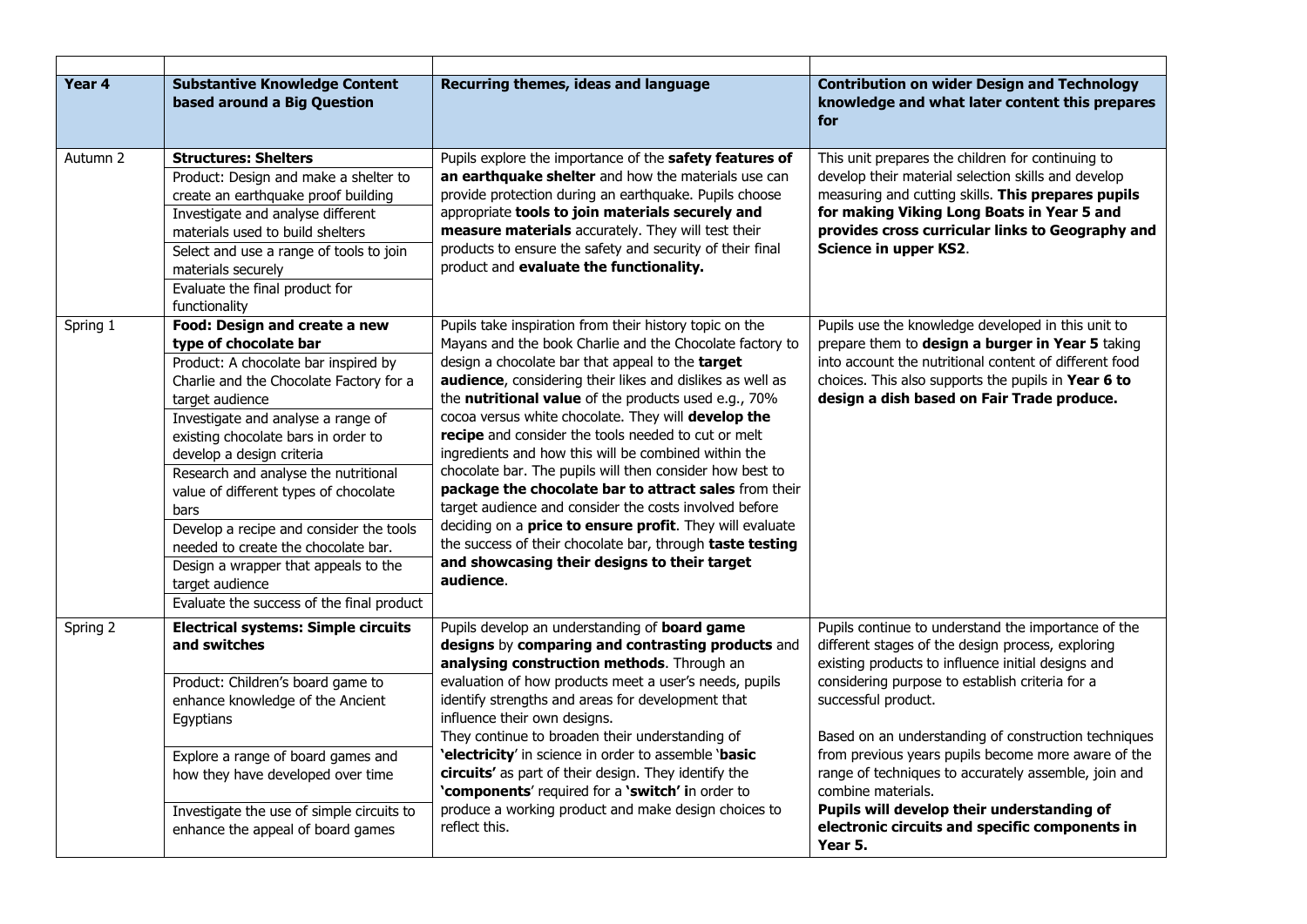| | | | |
|---|---|---|---|
| **Year 4** | **Substantive Knowledge Content based around a Big Question** | **Recurring themes, ideas and language** | **Contribution on wider Design and Technology knowledge and what later content this prepares for** |
| Autumn 2 | **Structures: Shelters**<br>Product: Design and make a shelter to create an earthquake proof building<br>Investigate and analyse different materials used to build shelters<br>Select and use a range of tools to join materials securely<br>Evaluate the final product for functionality | Pupils explore the importance of the **safety features of an earthquake shelter** and how the materials use can provide protection during an earthquake. Pupils choose appropriate **tools to join materials securely and measure materials** accurately. They will test their products to ensure the safety and security of their final product and **evaluate the functionality.** | This unit prepares the children for continuing to develop their material selection skills and develop measuring and cutting skills. **This prepares pupils for making Viking Long Boats in Year 5 and provides cross curricular links to Geography and Science in upper KS2**. |
| Spring 1 | **Food: Design and create a new type of chocolate bar**<br>Product: A chocolate bar inspired by Charlie and the Chocolate Factory for a target audience<br>Investigate and analyse a range of existing chocolate bars in order to develop a design criteria<br>Research and analyse the nutritional value of different types of chocolate bars<br>Develop a recipe and consider the tools needed to create the chocolate bar.<br>Design a wrapper that appeals to the target audience<br>Evaluate the success of the final product | Pupils take inspiration from their history topic on the Mayans and the book Charlie and the Chocolate factory to design a chocolate bar that appeal to the **target audience**, considering their likes and dislikes as well as the **nutritional value** of the products used e.g., 70% cocoa versus white chocolate. They will **develop the recipe** and consider the tools needed to cut or melt ingredients and how this will be combined within the chocolate bar. The pupils will then consider how best to **package the chocolate bar to attract sales** from their target audience and consider the costs involved before deciding on a **price to ensure profit**. They will evaluate the success of their chocolate bar, through **taste testing and showcasing their designs to their target audience**. | Pupils use the knowledge developed in this unit to prepare them to **design a burger in Year 5** taking into account the nutritional content of different food choices. This also supports the pupils in **Year 6 to design a dish based on Fair Trade produce.** |
| Spring 2 | **Electrical systems: Simple circuits and switches**<br>Product: Children's board game to enhance knowledge of the Ancient Egyptians<br>Explore a range of board games and how they have developed over time<br>Investigate the use of simple circuits to enhance the appeal of board games | Pupils develop an understanding of **board game designs** by **comparing and contrasting products** and **analysing construction methods**. Through an evaluation of how products meet a user's needs, pupils identify strengths and areas for development that influence their own designs.<br>They continue to broaden their understanding of **'electricity**' in science in order to assemble '**basic circuits'** as part of their design. They identify the **'components**' required for a **'switch' i**n order to produce a working product and make design choices to reflect this. | Pupils continue to understand the importance of the different stages of the design process, exploring existing products to influence initial designs and considering purpose to establish criteria for a successful product.<br><br>Based on an understanding of construction techniques from previous years pupils become more aware of the range of techniques to accurately assemble, join and combine materials.<br>**Pupils will develop their understanding of electronic circuits and specific components in Year 5.** |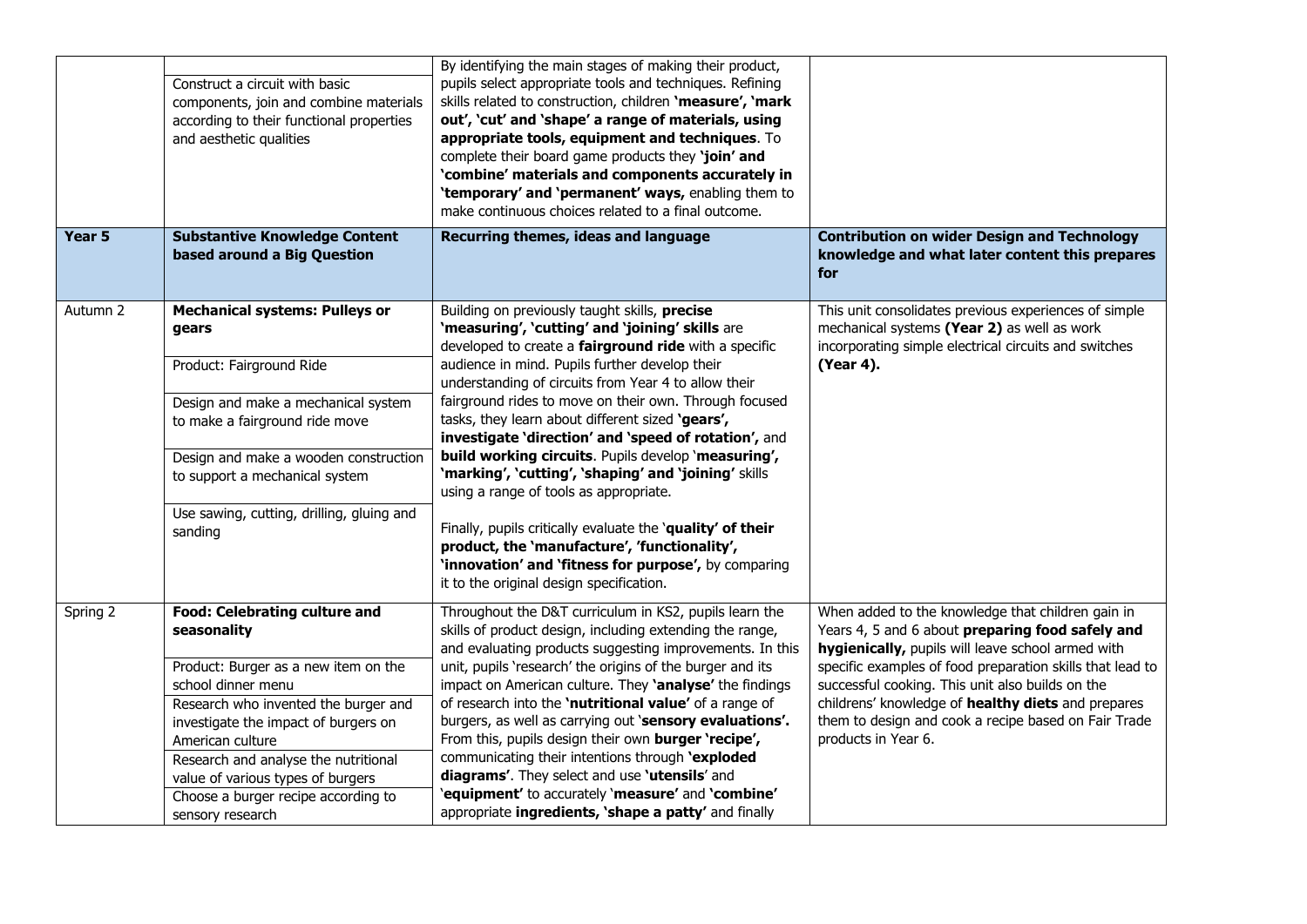| | | | |
|---|---|---|---|
| | Construct a circuit with basic components, join and combine materials according to their functional properties and aesthetic qualities | By identifying the main stages of making their product, pupils select appropriate tools and techniques. Refining skills related to construction, children **'measure', 'mark out', 'cut' and 'shape' a range of materials, using appropriate tools, equipment and techniques**. To complete their board game products they **'join' and 'combine' materials and components accurately in 'temporary' and 'permanent' ways,** enabling them to make continuous choices related to a final outcome. | |
| **Year 5** | **Substantive Knowledge Content based around a Big Question** | **Recurring themes, ideas and language** | **Contribution on wider Design and Technology knowledge and what later content this prepares for** |
| Autumn 2 | **Mechanical systems: Pulleys or gears**<br><br>Product: Fairground Ride<br><br>Design and make a mechanical system to make a fairground ride move<br><br>Design and make a wooden construction to support a mechanical system<br><br>Use sawing, cutting, drilling, gluing and sanding | Building on previously taught skills, **precise 'measuring', 'cutting' and 'joining' skills** are developed to create a **fairground ride** with a specific audience in mind. Pupils further develop their understanding of circuits from Year 4 to allow their fairground rides to move on their own. Through focused tasks, they learn about different sized **'gears', investigate 'direction' and 'speed of rotation',** and **build working circuits**. Pupils develop **'measuring', 'marking', 'cutting', 'shaping' and 'joining'** skills using a range of tools as appropriate.<br><br>Finally, pupils critically evaluate the **'quality' of their product, the 'manufacture', 'functionality', 'innovation' and 'fitness for purpose',** by comparing it to the original design specification. | This unit consolidates previous experiences of simple mechanical systems **(Year 2)** as well as work incorporating simple electrical circuits and switches **(Year 4).** |
| Spring 2 | **Food: Celebrating culture and seasonality**<br><br>Product: Burger as a new item on the school dinner menu<br><br>Research who invented the burger and investigate the impact of burgers on American culture<br><br>Research and analyse the nutritional value of various types of burgers<br><br>Choose a burger recipe according to sensory research | Throughout the D&T curriculum in KS2, pupils learn the skills of product design, including extending the range, and evaluating products suggesting improvements. In this unit, pupils 'research' the origins of the burger and its impact on American culture. They **'analyse'** the findings of research into the **'nutritional value'** of a range of burgers, as well as carrying out **'sensory evaluations'.** From this, pupils design their own **burger 'recipe',** communicating their intentions through **'exploded diagrams'**. They select and use **'utensils'** and **'equipment'** to accurately **'measure'** and **'combine'** appropriate **ingredients, 'shape a patty'** and finally | When added to the knowledge that children gain in Years 4, 5 and 6 about **preparing food safely and hygienically,** pupils will leave school armed with specific examples of food preparation skills that lead to successful cooking. This unit also builds on the childrens' knowledge of **healthy diets** and prepares them to design and cook a recipe based on Fair Trade products in Year 6. |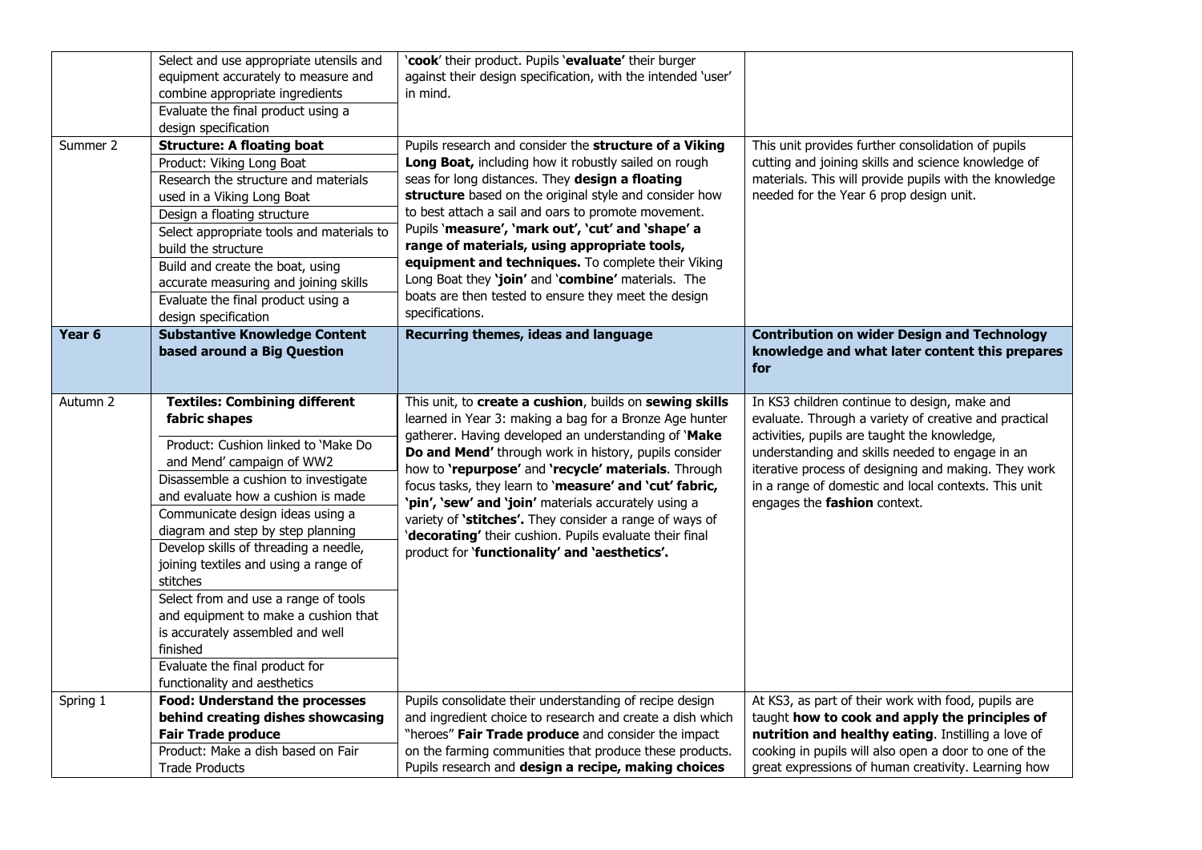| | | | |
|---|---|---|---|
| | Select and use appropriate utensils and equipment accurately to measure and combine appropriate ingredients<br>Evaluate the final product using a design specification | '**cook**' their product. Pupils '**evaluate'** their burger against their design specification, with the intended 'user' in mind. | |
| Summer 2 | **Structure: A floating boat**<br>Product: Viking Long Boat<br>Research the structure and materials used in a Viking Long Boat<br>Design a floating structure<br>Select appropriate tools and materials to build the structure<br>Build and create the boat, using accurate measuring and joining skills<br>Evaluate the final product using a design specification | Pupils research and consider the **structure of a Viking Long Boat,** including how it robustly sailed on rough seas for long distances. They **design a floating structure** based on the original style and consider how to best attach a sail and oars to promote movement. Pupils '**measure', 'mark out', 'cut' and 'shape' a range of materials, using appropriate tools, equipment and techniques.** To complete their Viking Long Boat they **'join'** and '**combine'** materials. The boats are then tested to ensure they meet the design specifications. | This unit provides further consolidation of pupils cutting and joining skills and science knowledge of materials. This will provide pupils with the knowledge needed for the Year 6 prop design unit. |
| **Year 6** | **Substantive Knowledge Content based around a Big Question** | **Recurring themes, ideas and language** | **Contribution on wider Design and Technology knowledge and what later content this prepares for** |
| Autumn 2 | **Textiles: Combining different fabric shapes**<br>Product: Cushion linked to 'Make Do and Mend' campaign of WW2<br>Disassemble a cushion to investigate and evaluate how a cushion is made<br>Communicate design ideas using a diagram and step by step planning<br>Develop skills of threading a needle, joining textiles and using a range of stitches<br>Select from and use a range of tools and equipment to make a cushion that is accurately assembled and well finished<br>Evaluate the final product for functionality and aesthetics | This unit, to **create a cushion**, builds on **sewing skills** learned in Year 3: making a bag for a Bronze Age hunter gatherer. Having developed an understanding of '**Make Do and Mend'** through work in history, pupils consider how to **'repurpose'** and **'recycle' materials**. Through focus tasks, they learn to '**measure' and 'cut' fabric, 'pin', 'sew' and 'join'** materials accurately using a variety of **'stitches'.** They consider a range of ways of '**decorating'** their cushion. Pupils evaluate their final product for **'functionality' and 'aesthetics'.** | In KS3 children continue to design, make and evaluate. Through a variety of creative and practical activities, pupils are taught the knowledge, understanding and skills needed to engage in an iterative process of designing and making. They work in a range of domestic and local contexts. This unit engages the **fashion** context. |
| Spring 1 | **Food: Understand the processes behind creating dishes showcasing Fair Trade produce**<br>Product: Make a dish based on Fair Trade Products | Pupils consolidate their understanding of recipe design and ingredient choice to research and create a dish which "heroes" **Fair Trade produce** and consider the impact on the farming communities that produce these products. Pupils research and **design a recipe, making choices** | At KS3, as part of their work with food, pupils are taught **how to cook and apply the principles of nutrition and healthy eating**. Instilling a love of cooking in pupils will also open a door to one of the great expressions of human creativity. Learning how |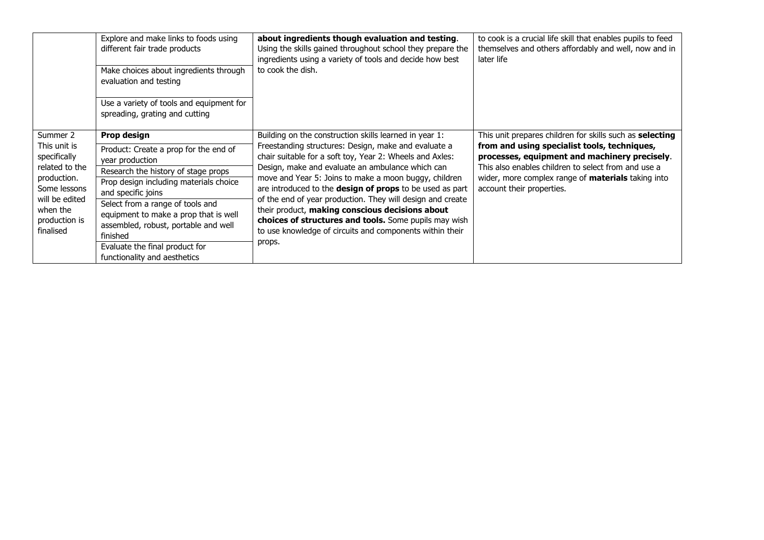| | | | |
|---|---|---|---|
| | Explore and make links to foods using different fair trade products<br><br>Make choices about ingredients through evaluation and testing<br><br>Use a variety of tools and equipment for spreading, grating and cutting | **about ingredients though evaluation and testing**. Using the skills gained throughout school they prepare the ingredients using a variety of tools and decide how best to cook the dish. | to cook is a crucial life skill that enables pupils to feed themselves and others affordably and well, now and in later life |
| Summer 2 This unit is specifically related to the production. Some lessons will be edited when the production is finalised | **Prop design**<br><br>Product: Create a prop for the end of year production<br><br>Research the history of stage props<br><br>Prop design including materials choice and specific joins<br><br>Select from a range of tools and equipment to make a prop that is well assembled, robust, portable and well finished<br><br>Evaluate the final product for functionality and aesthetics | Building on the construction skills learned in year 1: Freestanding structures: Design, make and evaluate a chair suitable for a soft toy, Year 2: Wheels and Axles: Design, make and evaluate an ambulance which can move and Year 5: Joins to make a moon buggy, children are introduced to the **design of props** to be used as part of the end of year production. They will design and create their product, **making conscious decisions about choices of structures and tools.** Some pupils may wish to use knowledge of circuits and components within their props. | This unit prepares children for skills such as **selecting from and using specialist tools, techniques, processes, equipment and machinery precisely**. This also enables children to select from and use a wider, more complex range of **materials** taking into account their properties. |